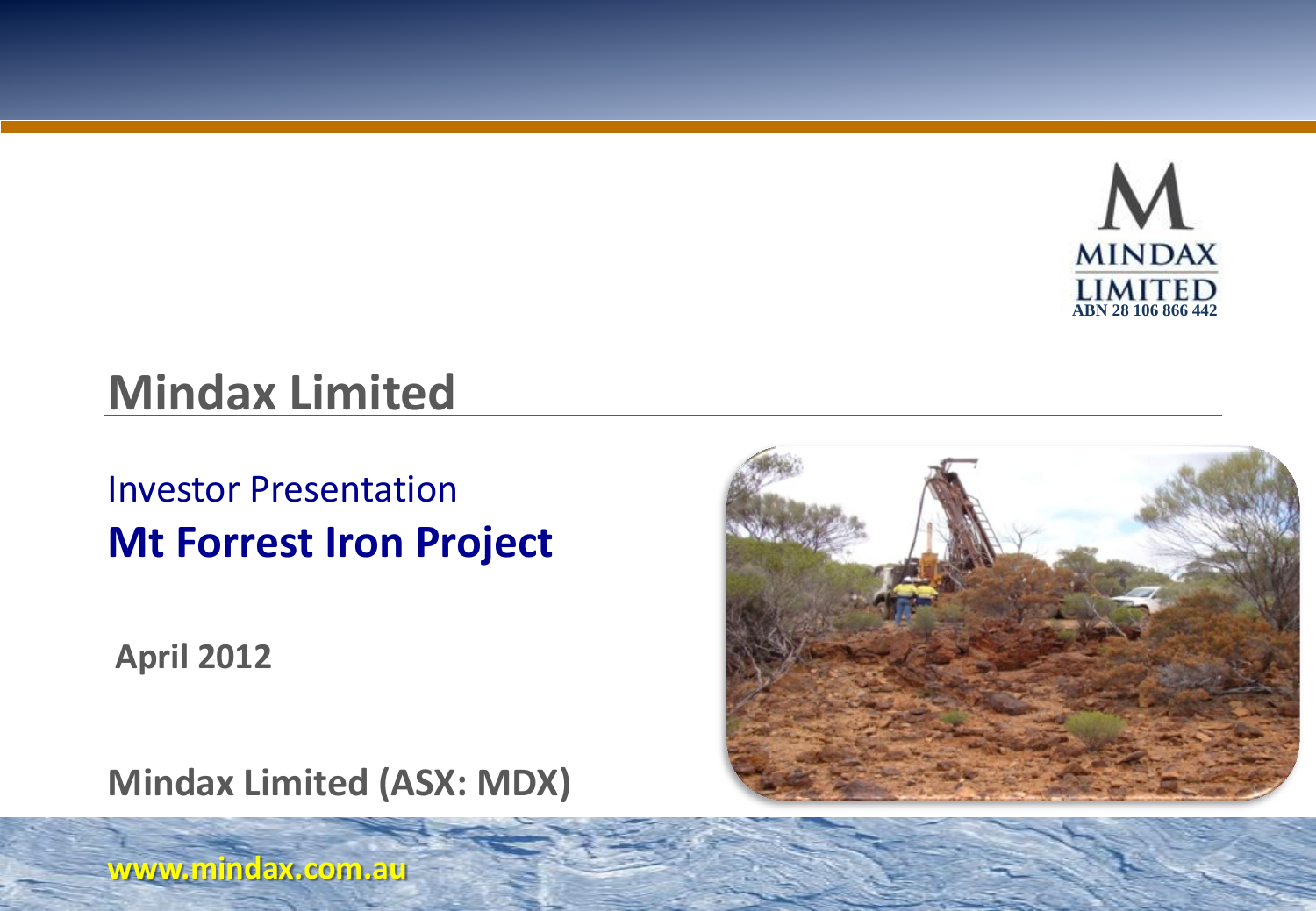MINDAX LIMITED
ABN 28 106 866 442

# Mindax Limited

## Investor Presentation

## **Mt Forrest Iron Project**

**April 2012**

**Mindax Limited (ASX: MDX)**

**www.mindax.com.au**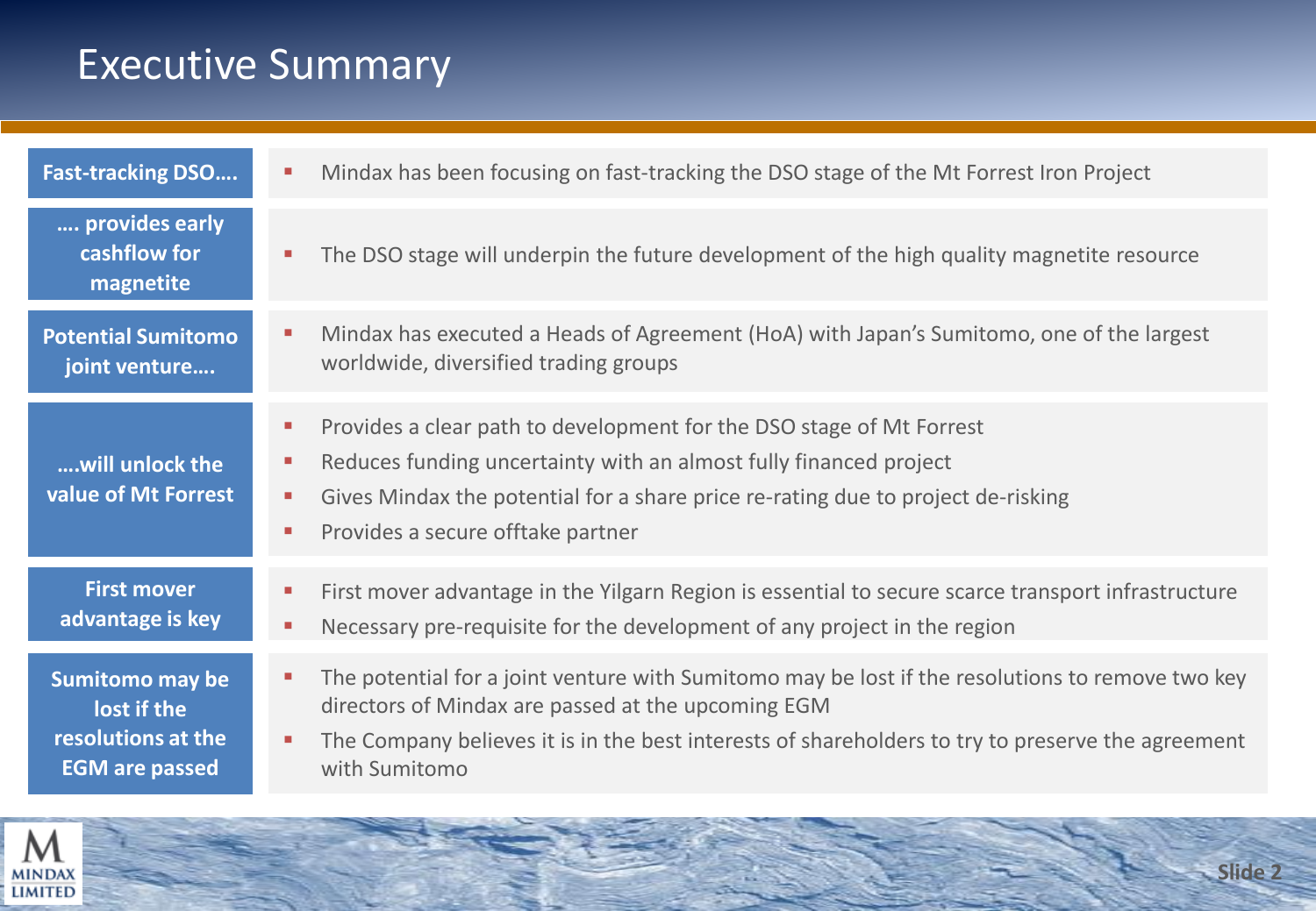# Executive Summary

| | |
|---|---|
| **Fast-tracking DSO….** | ▪ Mindax has been focusing on fast-tracking the DSO stage of the Mt Forrest Iron Project |
| **…. provides early cashflow for magnetite** | ▪ The DSO stage will underpin the future development of the high quality magnetite resource |
| **Potential Sumitomo joint venture….** | ▪ Mindax has executed a Heads of Agreement (HoA) with Japan's Sumitomo, one of the largest worldwide, diversified trading groups |
| **….will unlock the value of Mt Forrest** | ▪ Provides a clear path to development for the DSO stage of Mt Forrest<br>▪ Reduces funding uncertainty with an almost fully financed project<br>▪ Gives Mindax the potential for a share price re-rating due to project de-risking<br>▪ Provides a secure offtake partner |
| **First mover advantage is key** | ▪ First mover advantage in the Yilgarn Region is essential to secure scarce transport infrastructure<br>▪ Necessary pre-requisite for the development of any project in the region |
| **Sumitomo may be lost if the resolutions at the EGM are passed** | ▪ The potential for a joint venture with Sumitomo may be lost if the resolutions to remove two key directors of Mindax are passed at the upcoming EGM<br>▪ The Company believes it is in the best interests of shareholders to try to preserve the agreement with Sumitomo |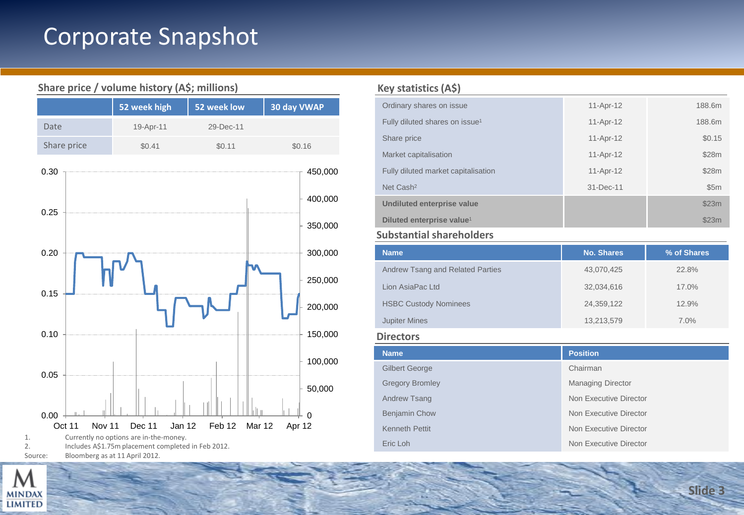# Corporate Snapshot

## Share price / volume history (A$; millions)

| | 52 week high | 52 week low | 30 day VWAP |
|---|---|---|---|
| Date | 19-Apr-11 | 29-Dec-11 | |
| Share price | $0.41 | $0.11 | $0.16 |

1. Currently no options are in-the-money.
2. Includes A$1.75m placement completed in Feb 2012.

Source: Bloomberg as at 11 April 2012.

## Key statistics (A$)

| | | |
|---|---|---|
| Ordinary shares on issue | 11-Apr-12 | 188.6m |
| Fully diluted shares on issue[1] | 11-Apr-12 | 188.6m |
| Share price | 11-Apr-12 | $0.15 |
| Market capitalisation | 11-Apr-12 | $28m |
| Fully diluted market capitalisation | 11-Apr-12 | $28m |
| Net Cash[2] | 31-Dec-11 | $5m |
| **Undiluted enterprise value** | | $23m |
| **Diluted enterprise value**[1] | | $23m |

## Substantial shareholders

| Name | No. Shares | % of Shares |
|---|---|---|
| Andrew Tsang and Related Parties | 43,070,425 | 22.8% |
| Lion AsiaPac Ltd | 32,034,616 | 17.0% |
| HSBC Custody Nominees | 24,359,122 | 12.9% |
| Jupiter Mines | 13,213,579 | 7.0% |

## Directors

| Name | Position |
|---|---|
| Gilbert George | Chairman |
| Gregory Bromley | Managing Director |
| Andrew Tsang | Non Executive Director |
| Benjamin Chow | Non Executive Director |
| Kenneth Pettit | Non Executive Director |
| Eric Loh | Non Executive Director |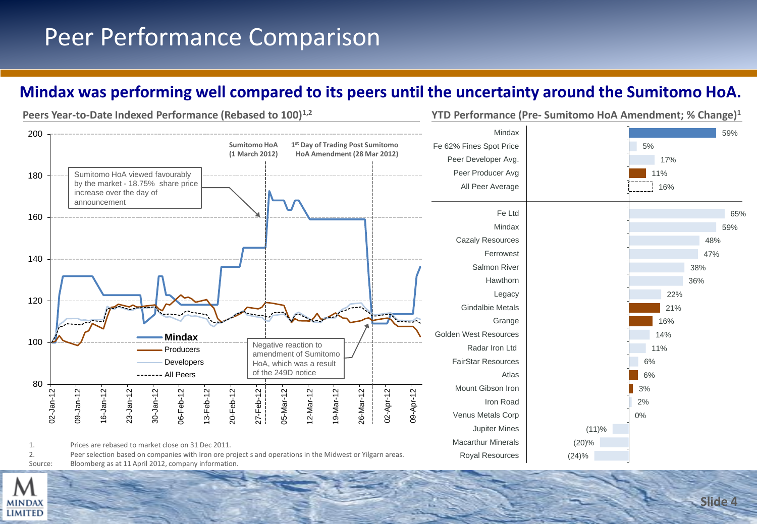# Peer Performance Comparison

## Mindax was performing well compared to its peers until the uncertainty around the Sumitomo HoA.

### Peers Year-to-Date Indexed Performance (Rebased to 100)[1,2]

Sumitomo HoA (1 March 2012)

1st Day of Trading Post Sumitomo HoA Amendment (28 Mar 2012)

Sumitomo HoA viewed favourably by the market - 18.75% share price increase over the day of announcement

Negative reaction to amendment of Sumitomo HoA, which was a result of the 249D notice

Mindax | Producers | Developers | All Peers

### YTD Performance (Pre- Sumitomo HoA Amendment; % Change)[1]

| Company | % Change |
| --- | --- |
| Mindax | 59% |
| Fe 62% Fines Spot Price | 5% |
| Peer Developer Avg. | 17% |
| Peer Producer Avg | 11% |
| All Peer Average | 16% |
| Fe Ltd | 65% |
| Mindax | 59% |
| Cazaly Resources | 48% |
| Ferrowest | 47% |
| Salmon River | 38% |
| Hawthorn | 36% |
| Legacy | 22% |
| Gindalbie Metals | 21% |
| Grange | 16% |
| Golden West Resources | 14% |
| Radar Iron Ltd | 11% |
| FairStar Resources | 6% |
| Atlas | 6% |
| Mount Gibson Iron | 3% |
| Iron Road | 2% |
| Venus Metals Corp | 0% |
| Jupiter Mines | (11)% |
| Macarthur Minerals | (20)% |
| Royal Resources | (24)% |

1. Prices are rebased to market close on 31 Dec 2011.
2. Peer selection based on companies with Iron ore project s and operations in the Midwest or Yilgarn areas.

Source: Bloomberg as at 11 April 2012, company information.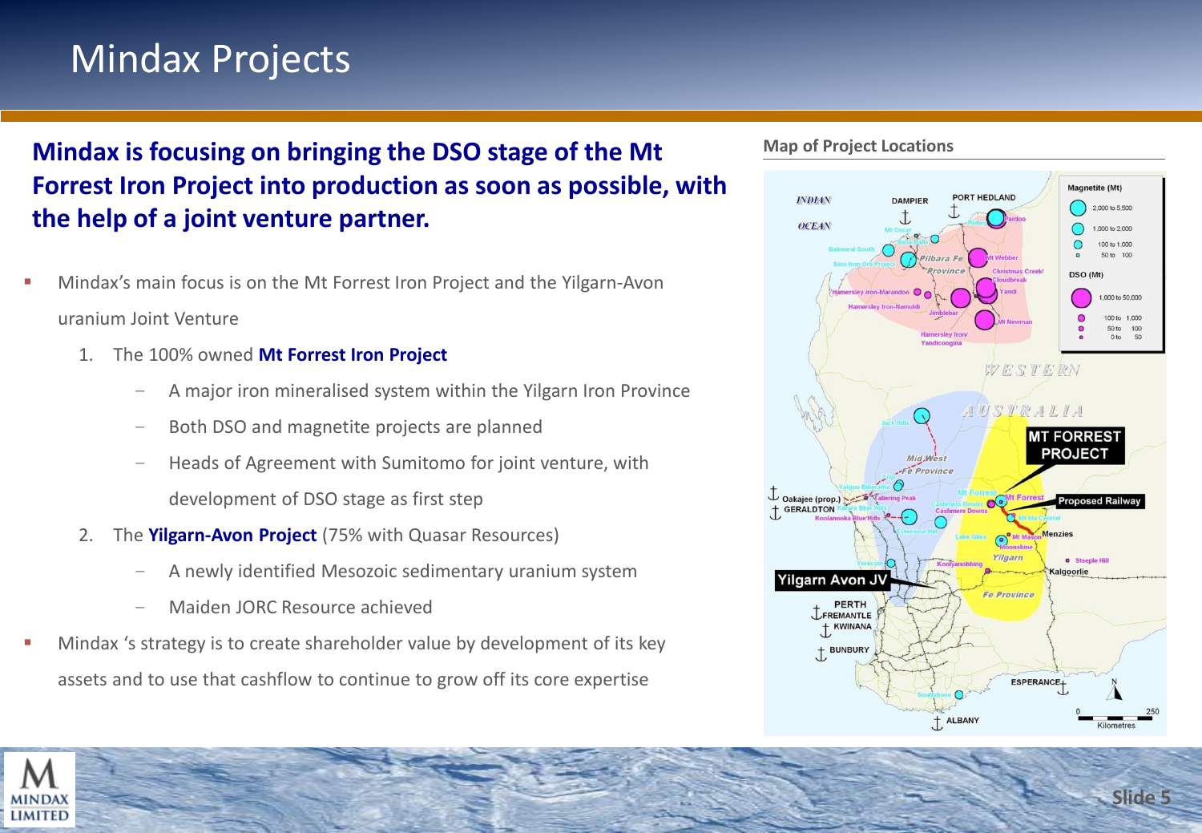# Mindax Projects

**Mindax is focusing on bringing the DSO stage of the Mt Forrest Iron Project into production as soon as possible, with the help of a joint venture partner.**

- Mindax's main focus is on the Mt Forrest Iron Project and the Yilgarn-Avon uranium Joint Venture
  1. The 100% owned **Mt Forrest Iron Project**
     - A major iron mineralised system within the Yilgarn Iron Province
     - Both DSO and magnetite projects are planned
     - Heads of Agreement with Sumitomo for joint venture, with development of DSO stage as first step
  2. The **Yilgarn-Avon Project** (75% with Quasar Resources)
     - A newly identified Mesozoic sedimentary uranium system
     - Maiden JORC Resource achieved
- Mindax 's strategy is to create shareholder value by development of its key assets and to use that cashflow to continue to grow off its core expertise

**Map of Project Locations**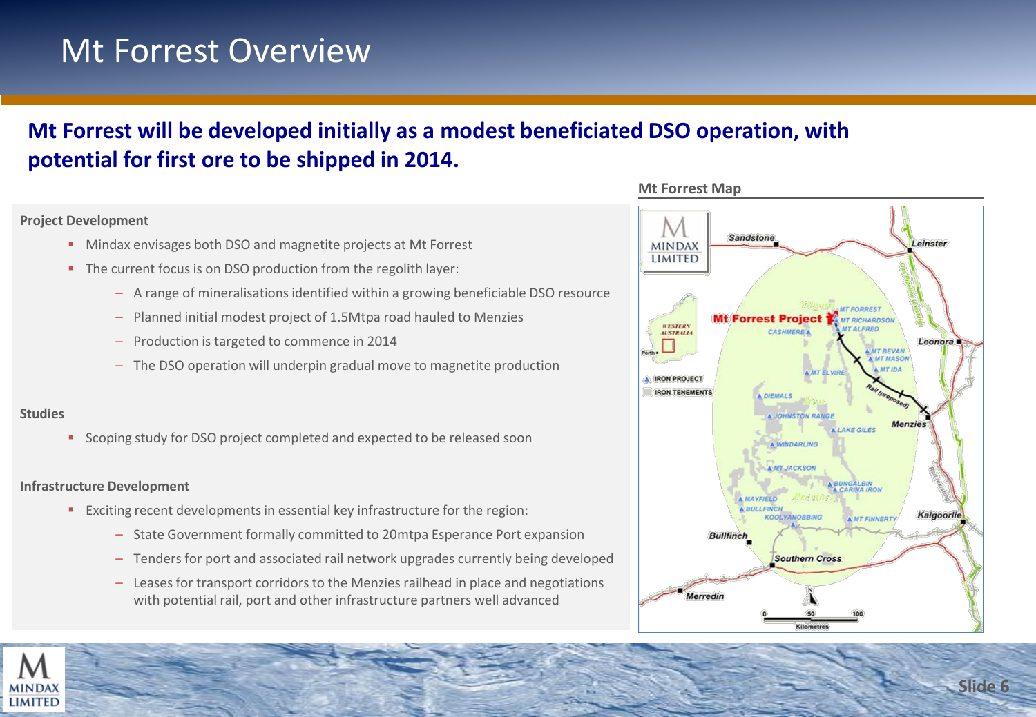# Mt Forrest Overview

**Mt Forrest will be developed initially as a modest beneficiated DSO operation, with potential for first ore to be shipped in 2014.**

**Project Development**

- Mindax envisages both DSO and magnetite projects at Mt Forrest
- The current focus is on DSO production from the regolith layer:
  - A range of mineralisations identified within a growing beneficiable DSO resource
  - Planned initial modest project of 1.5Mtpa road hauled to Menzies
  - Production is targeted to commence in 2014
  - The DSO operation will underpin gradual move to magnetite production

**Studies**

- Scoping study for DSO project completed and expected to be released soon

**Infrastructure Development**

- Exciting recent developments in essential key infrastructure for the region:
  - State Government formally committed to 20mtpa Esperance Port expansion
  - Tenders for port and associated rail network upgrades currently being developed
  - Leases for transport corridors to the Menzies railhead in place and negotiations with potential rail, port and other infrastructure partners well advanced

**Mt Forrest Map**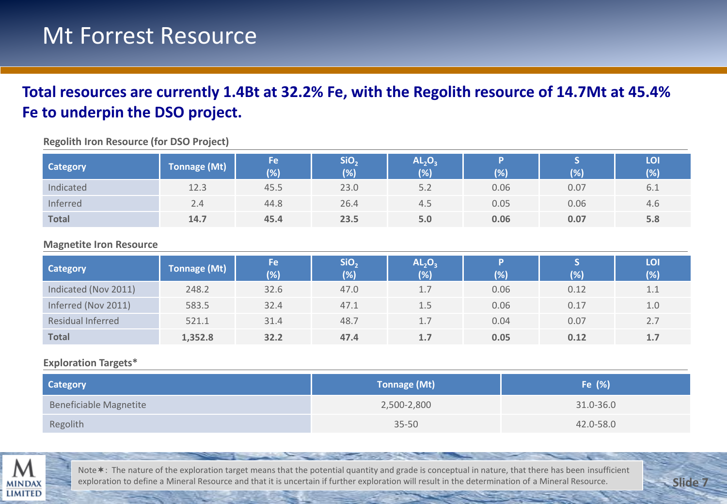# Mt Forrest Resource

**Total resources are currently 1.4Bt at 32.2% Fe, with the Regolith resource of 14.7Mt at 45.4% Fe to underpin the DSO project.**

**Regolith Iron Resource (for DSO Project)**

| Category | Tonnage (Mt) | Fe (%) | $SiO_2$ (%) | $AL_2O_3$ (%) | P (%) | S (%) | LOI (%) |
|---|---|---|---|---|---|---|---|
| Indicated | 12.3 | 45.5 | 23.0 | 5.2 | 0.06 | 0.07 | 6.1 |
| Inferred | 2.4 | 44.8 | 26.4 | 4.5 | 0.05 | 0.06 | 4.6 |
| **Total** | **14.7** | **45.4** | **23.5** | **5.0** | **0.06** | **0.07** | **5.8** |

**Magnetite Iron Resource**

| Category | Tonnage (Mt) | Fe (%) | $SiO_2$ (%) | $AL_2O_3$ (%) | P (%) | S (%) | LOI (%) |
|---|---|---|---|---|---|---|---|
| Indicated (Nov 2011) | 248.2 | 32.6 | 47.0 | 1.7 | 0.06 | 0.12 | 1.1 |
| Inferred (Nov 2011) | 583.5 | 32.4 | 47.1 | 1.5 | 0.06 | 0.17 | 1.0 |
| Residual Inferred | 521.1 | 31.4 | 48.7 | 1.7 | 0.04 | 0.07 | 2.7 |
| **Total** | **1,352.8** | **32.2** | **47.4** | **1.7** | **0.05** | **0.12** | **1.7** |

**Exploration Targets***

| Category | Tonnage (Mt) | Fe (%) |
|---|---|---|
| Beneficiable Magnetite | 2,500-2,800 | 31.0-36.0 |
| Regolith | 35-50 | 42.0-58.0 |

Note*: The nature of the exploration target means that the potential quantity and grade is conceptual in nature, that there has been insufficient exploration to define a Mineral Resource and that it is uncertain if further exploration will result in the determination of a Mineral Resource.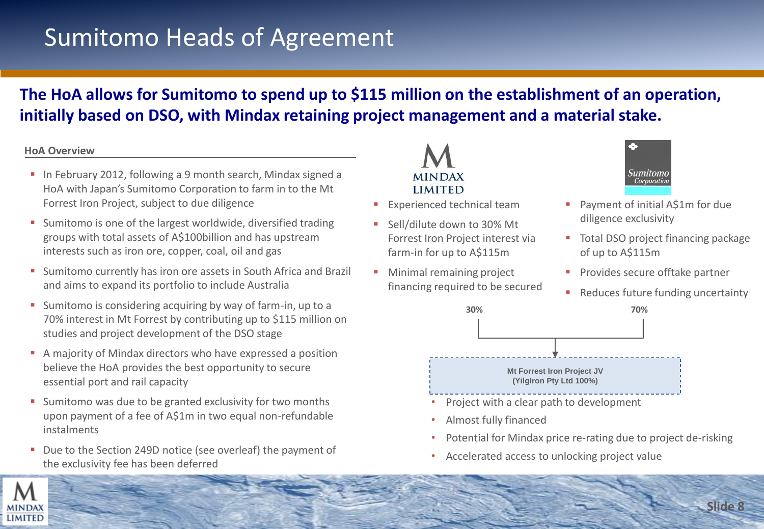# Sumitomo Heads of Agreement

**The HoA allows for Sumitomo to spend up to $115 million on the establishment of an operation, initially based on DSO, with Mindax retaining project management and a material stake.**

## HoA Overview

- In February 2012, following a 9 month search, Mindax signed a HoA with Japan's Sumitomo Corporation to farm in to the Mt Forrest Iron Project, subject to due diligence
- Sumitomo is one of the largest worldwide, diversified trading groups with total assets of A$100billion and has upstream interests such as iron ore, copper, coal, oil and gas
- Sumitomo currently has iron ore assets in South Africa and Brazil and aims to expand its portfolio to include Australia
- Sumitomo is considering acquiring by way of farm-in, up to a 70% interest in Mt Forrest by contributing up to $115 million on studies and project development of the DSO stage
- A majority of Mindax directors who have expressed a position believe the HoA provides the best opportunity to secure essential port and rail capacity
- Sumitomo was due to be granted exclusivity for two months upon payment of a fee of A$1m in two equal non-refundable instalments
- Due to the Section 249D notice (see overleaf) the payment of the exclusivity fee has been deferred

**Mindax Limited**

- Experienced technical team
- Sell/dilute down to 30% Mt Forrest Iron Project interest via farm-in for up to A$115m
- Minimal remaining project financing required to be secured

**Sumitomo Corporation**

- Payment of initial A$1m for due diligence exclusivity
- Total DSO project financing package of up to A$115m
- Provides secure offtake partner
- Reduces future funding uncertainty

Mindax 30% / Sumitomo 70%

**Mt Forrest Iron Project JV (YilgIron Pty Ltd 100%)**

- Project with a clear path to development
- Almost fully financed
- Potential for Mindax price re-rating due to project de-risking
- Accelerated access to unlocking project value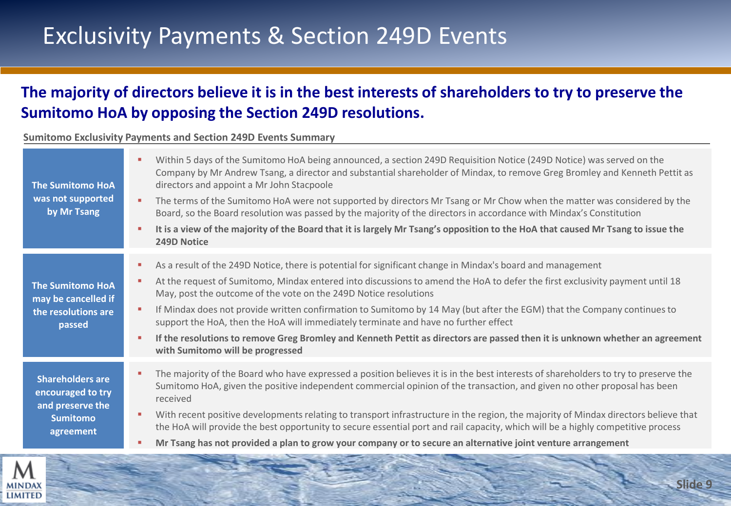# Exclusivity Payments & Section 249D Events

## The majority of directors believe it is in the best interests of shareholders to try to preserve the Sumitomo HoA by opposing the Section 249D resolutions.

**Sumitomo Exclusivity Payments and Section 249D Events Summary**

### The Sumitomo HoA was not supported by Mr Tsang

- Within 5 days of the Sumitomo HoA being announced, a section 249D Requisition Notice (249D Notice) was served on the Company by Mr Andrew Tsang, a director and substantial shareholder of Mindax, to remove Greg Bromley and Kenneth Pettit as directors and appoint a Mr John Stacpoole
- The terms of the Sumitomo HoA were not supported by directors Mr Tsang or Mr Chow when the matter was considered by the Board, so the Board resolution was passed by the majority of the directors in accordance with Mindax's Constitution
- **It is a view of the majority of the Board that it is largely Mr Tsang's opposition to the HoA that caused Mr Tsang to issue the 249D Notice**

### The Sumitomo HoA may be cancelled if the resolutions are passed

- As a result of the 249D Notice, there is potential for significant change in Mindax's board and management
- At the request of Sumitomo, Mindax entered into discussions to amend the HoA to defer the first exclusivity payment until 18 May, post the outcome of the vote on the 249D Notice resolutions
- If Mindax does not provide written confirmation to Sumitomo by 14 May (but after the EGM) that the Company continues to support the HoA, then the HoA will immediately terminate and have no further effect
- **If the resolutions to remove Greg Bromley and Kenneth Pettit as directors are passed then it is unknown whether an agreement with Sumitomo will be progressed**

### Shareholders are encouraged to try and preserve the Sumitomo agreement

- The majority of the Board who have expressed a position believes it is in the best interests of shareholders to try to preserve the Sumitomo HoA, given the positive independent commercial opinion of the transaction, and given no other proposal has been received
- With recent positive developments relating to transport infrastructure in the region, the majority of Mindax directors believe that the HoA will provide the best opportunity to secure essential port and rail capacity, which will be a highly competitive process
- **Mr Tsang has not provided a plan to grow your company or to secure an alternative joint venture arrangement**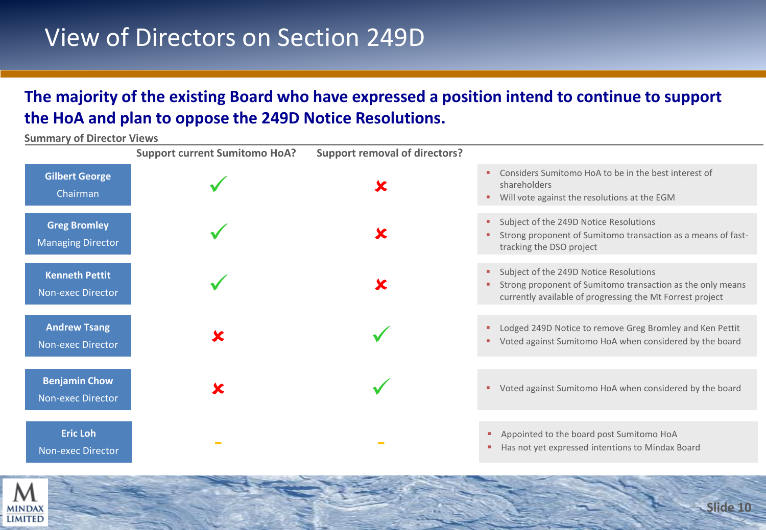# View of Directors on Section 249D

**The majority of the existing Board who have expressed a position intend to continue to support the HoA and plan to oppose the 249D Notice Resolutions.**

**Summary of Director Views**

| Director | Support current Sumitomo HoA? | Support removal of directors? | Comments |
| --- | --- | --- | --- |
| **Gilbert George**<br>Chairman | ✓ | ✗ | ▪ Considers Sumitomo HoA to be in the best interest of shareholders<br>▪ Will vote against the resolutions at the EGM |
| **Greg Bromley**<br>Managing Director | ✓ | ✗ | ▪ Subject of the 249D Notice Resolutions<br>▪ Strong proponent of Sumitomo transaction as a means of fast-tracking the DSO project |
| **Kenneth Pettit**<br>Non-exec Director | ✓ | ✗ | ▪ Subject of the 249D Notice Resolutions<br>▪ Strong proponent of Sumitomo transaction as the only means currently available of progressing the Mt Forrest project |
| **Andrew Tsang**<br>Non-exec Director | ✗ | ✓ | ▪ Lodged 249D Notice to remove Greg Bromley and Ken Pettit<br>▪ Voted against Sumitomo HoA when considered by the board |
| **Benjamin Chow**<br>Non-exec Director | ✗ | ✓ | ▪ Voted against Sumitomo HoA when considered by the board |
| **Eric Loh**<br>Non-exec Director | - | - | ▪ Appointed to the board post Sumitomo HoA<br>▪ Has not yet expressed intentions to Mindax Board |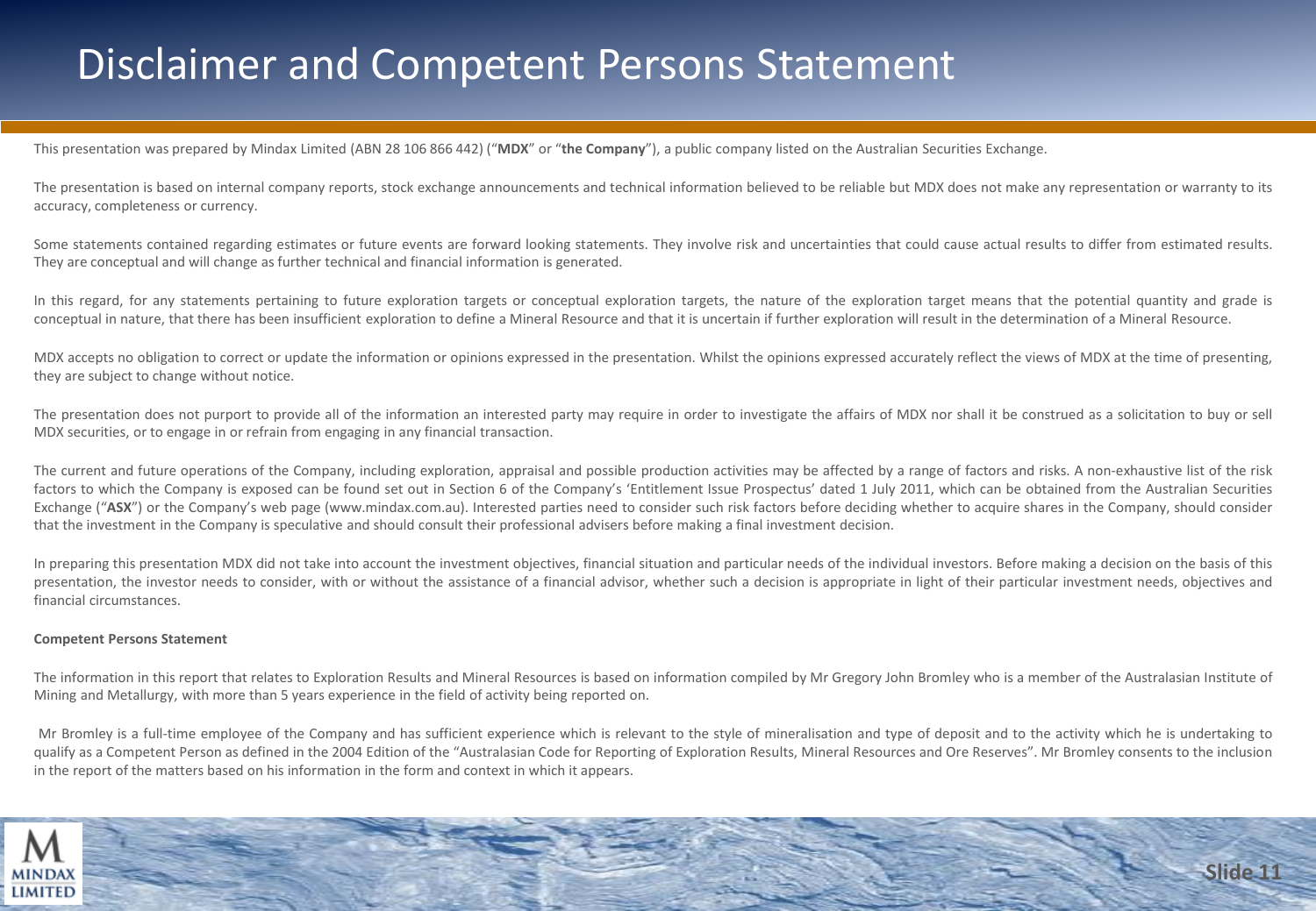# Disclaimer and Competent Persons Statement

This presentation was prepared by Mindax Limited (ABN 28 106 866 442) ("**MDX**" or "**the Company**"), a public company listed on the Australian Securities Exchange.

The presentation is based on internal company reports, stock exchange announcements and technical information believed to be reliable but MDX does not make any representation or warranty to its accuracy, completeness or currency.

Some statements contained regarding estimates or future events are forward looking statements. They involve risk and uncertainties that could cause actual results to differ from estimated results. They are conceptual and will change as further technical and financial information is generated.

In this regard, for any statements pertaining to future exploration targets or conceptual exploration targets, the nature of the exploration target means that the potential quantity and grade is conceptual in nature, that there has been insufficient exploration to define a Mineral Resource and that it is uncertain if further exploration will result in the determination of a Mineral Resource.

MDX accepts no obligation to correct or update the information or opinions expressed in the presentation. Whilst the opinions expressed accurately reflect the views of MDX at the time of presenting, they are subject to change without notice.

The presentation does not purport to provide all of the information an interested party may require in order to investigate the affairs of MDX nor shall it be construed as a solicitation to buy or sell MDX securities, or to engage in or refrain from engaging in any financial transaction.

The current and future operations of the Company, including exploration, appraisal and possible production activities may be affected by a range of factors and risks. A non-exhaustive list of the risk factors to which the Company is exposed can be found set out in Section 6 of the Company's 'Entitlement Issue Prospectus' dated 1 July 2011, which can be obtained from the Australian Securities Exchange ("**ASX**") or the Company's web page (www.mindax.com.au). Interested parties need to consider such risk factors before deciding whether to acquire shares in the Company, should consider that the investment in the Company is speculative and should consult their professional advisers before making a final investment decision.

In preparing this presentation MDX did not take into account the investment objectives, financial situation and particular needs of the individual investors. Before making a decision on the basis of this presentation, the investor needs to consider, with or without the assistance of a financial advisor, whether such a decision is appropriate in light of their particular investment needs, objectives and financial circumstances.

**Competent Persons Statement**

The information in this report that relates to Exploration Results and Mineral Resources is based on information compiled by Mr Gregory John Bromley who is a member of the Australasian Institute of Mining and Metallurgy, with more than 5 years experience in the field of activity being reported on.

Mr Bromley is a full-time employee of the Company and has sufficient experience which is relevant to the style of mineralisation and type of deposit and to the activity which he is undertaking to qualify as a Competent Person as defined in the 2004 Edition of the "Australasian Code for Reporting of Exploration Results, Mineral Resources and Ore Reserves". Mr Bromley consents to the inclusion in the report of the matters based on his information in the form and context in which it appears.